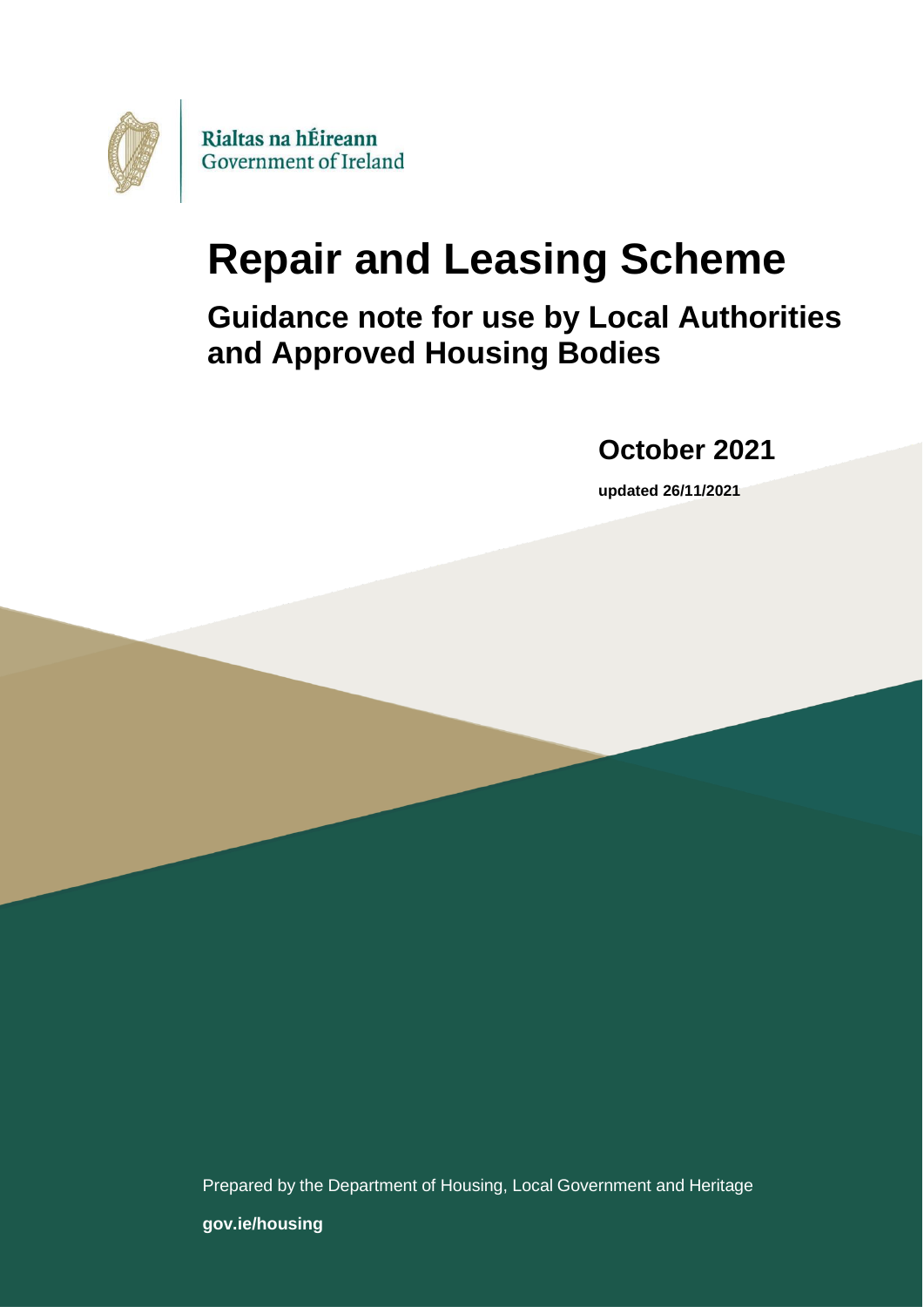Rialtas na hÉireann
Government of Ireland

# Repair and Leasing Scheme

## Guidance note for use by Local Authorities and Approved Housing Bodies

### October 2021

**updated 26/11/2021**

Prepared by the Department of Housing, Local Government and Heritage

**gov.ie/housing**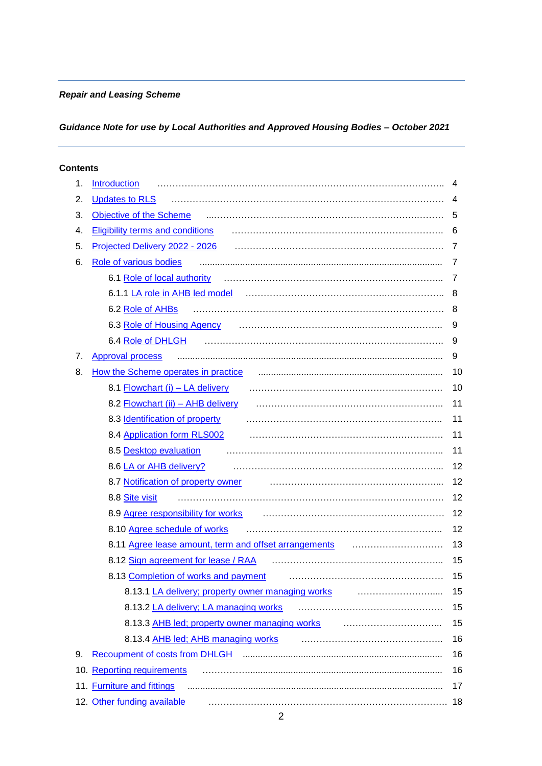*Repair and Leasing Scheme*

***Guidance Note for use by Local Authorities and Approved Housing Bodies – October 2021***

**Contents**

1. Introduction ........ 4
2. Updates to RLS ........ 4
3. Objective of the Scheme ........ 5
4. Eligibility terms and conditions ........ 6
5. Projected Delivery 2022 - 2026 ........ 7
6. Role of various bodies ........ 7
    - 6.1 Role of local authority ........ 7
    - 6.1.1 LA role in AHB led model ........ 8
    - 6.2 Role of AHBs ........ 8
    - 6.3 Role of Housing Agency ........ 9
    - 6.4 Role of DHLGH ........ 9
7. Approval process ........ 9
8. How the Scheme operates in practice ........ 10
    - 8.1 Flowchart (i) – LA delivery ........ 10
    - 8.2 Flowchart (ii) – AHB delivery ........ 11
    - 8.3 Identification of property ........ 11
    - 8.4 Application form RLS002 ........ 11
    - 8.5 Desktop evaluation ........ 11
    - 8.6 LA or AHB delivery? ........ 12
    - 8.7 Notification of property owner ........ 12
    - 8.8 Site visit ........ 12
    - 8.9 Agree responsibility for works ........ 12
    - 8.10 Agree schedule of works ........ 12
    - 8.11 Agree lease amount, term and offset arrangements ........ 13
    - 8.12 Sign agreement for lease / RAA ........ 15
    - 8.13 Completion of works and payment ........ 15
        - 8.13.1 LA delivery; property owner managing works ........ 15
        - 8.13.2 LA delivery; LA managing works ........ 15
        - 8.13.3 AHB led; property owner managing works ........ 15
        - 8.13.4 AHB led; AHB managing works ........ 16
9. Recoupment of costs from DHLGH ........ 16
10. Reporting requirements ........ 16
11. Furniture and fittings ........ 17
12. Other funding available ........ 18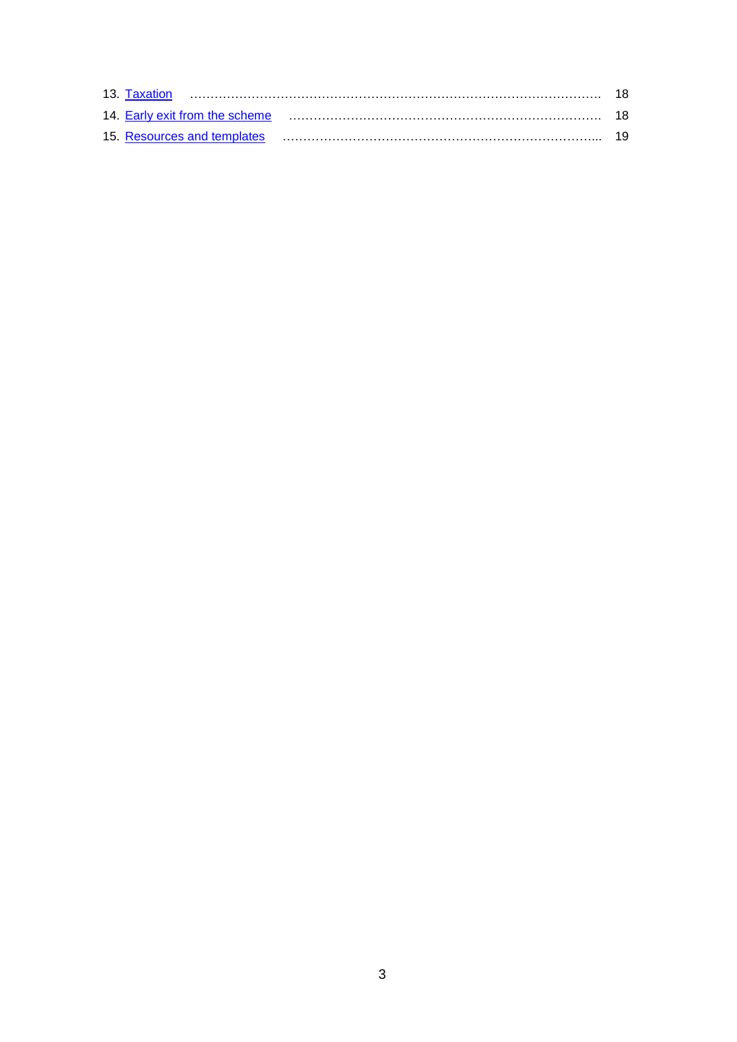13. Taxation ........................................................................................ 18
14. Early exit from the scheme ............................................................ 18
15. Resources and templates ............................................................... 19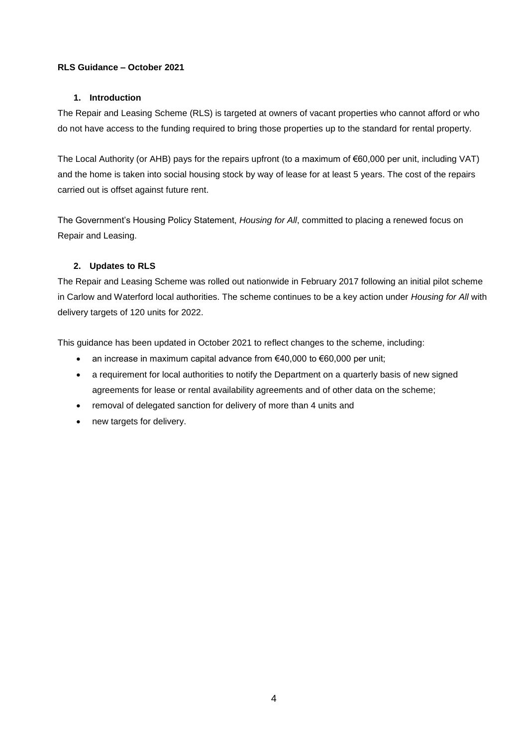**RLS Guidance – October 2021**

## 1. Introduction

The Repair and Leasing Scheme (RLS) is targeted at owners of vacant properties who cannot afford or who do not have access to the funding required to bring those properties up to the standard for rental property.

The Local Authority (or AHB) pays for the repairs upfront (to a maximum of €60,000 per unit, including VAT) and the home is taken into social housing stock by way of lease for at least 5 years. The cost of the repairs carried out is offset against future rent.

The Government's Housing Policy Statement, *Housing for All*, committed to placing a renewed focus on Repair and Leasing.

## 2. Updates to RLS

The Repair and Leasing Scheme was rolled out nationwide in February 2017 following an initial pilot scheme in Carlow and Waterford local authorities. The scheme continues to be a key action under *Housing for All* with delivery targets of 120 units for 2022.

This guidance has been updated in October 2021 to reflect changes to the scheme, including:

- an increase in maximum capital advance from €40,000 to €60,000 per unit;
- a requirement for local authorities to notify the Department on a quarterly basis of new signed agreements for lease or rental availability agreements and of other data on the scheme;
- removal of delegated sanction for delivery of more than 4 units and
- new targets for delivery.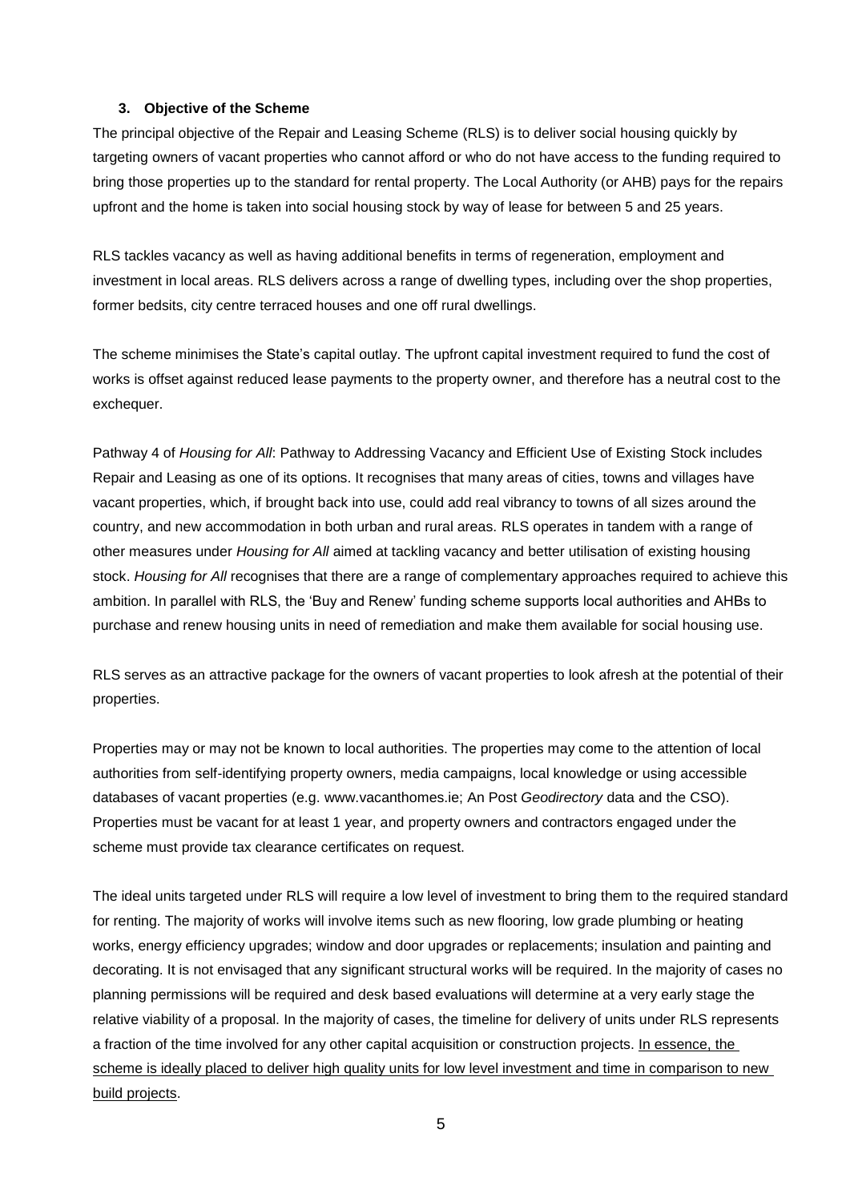### 3. Objective of the Scheme

The principal objective of the Repair and Leasing Scheme (RLS) is to deliver social housing quickly by targeting owners of vacant properties who cannot afford or who do not have access to the funding required to bring those properties up to the standard for rental property. The Local Authority (or AHB) pays for the repairs upfront and the home is taken into social housing stock by way of lease for between 5 and 25 years.

RLS tackles vacancy as well as having additional benefits in terms of regeneration, employment and investment in local areas. RLS delivers across a range of dwelling types, including over the shop properties, former bedsits, city centre terraced houses and one off rural dwellings.

The scheme minimises the State's capital outlay. The upfront capital investment required to fund the cost of works is offset against reduced lease payments to the property owner, and therefore has a neutral cost to the exchequer.

Pathway 4 of *Housing for All*: Pathway to Addressing Vacancy and Efficient Use of Existing Stock includes Repair and Leasing as one of its options. It recognises that many areas of cities, towns and villages have vacant properties, which, if brought back into use, could add real vibrancy to towns of all sizes around the country, and new accommodation in both urban and rural areas. RLS operates in tandem with a range of other measures under *Housing for All* aimed at tackling vacancy and better utilisation of existing housing stock. *Housing for All* recognises that there are a range of complementary approaches required to achieve this ambition. In parallel with RLS, the 'Buy and Renew' funding scheme supports local authorities and AHBs to purchase and renew housing units in need of remediation and make them available for social housing use.

RLS serves as an attractive package for the owners of vacant properties to look afresh at the potential of their properties.

Properties may or may not be known to local authorities. The properties may come to the attention of local authorities from self-identifying property owners, media campaigns, local knowledge or using accessible databases of vacant properties (e.g. www.vacanthomes.ie; An Post *Geodirectory* data and the CSO). Properties must be vacant for at least 1 year, and property owners and contractors engaged under the scheme must provide tax clearance certificates on request.

The ideal units targeted under RLS will require a low level of investment to bring them to the required standard for renting. The majority of works will involve items such as new flooring, low grade plumbing or heating works, energy efficiency upgrades; window and door upgrades or replacements; insulation and painting and decorating. It is not envisaged that any significant structural works will be required. In the majority of cases no planning permissions will be required and desk based evaluations will determine at a very early stage the relative viability of a proposal. In the majority of cases, the timeline for delivery of units under RLS represents a fraction of the time involved for any other capital acquisition or construction projects. <u>In essence, the scheme is ideally placed to deliver high quality units for low level investment and time in comparison to new build projects</u>.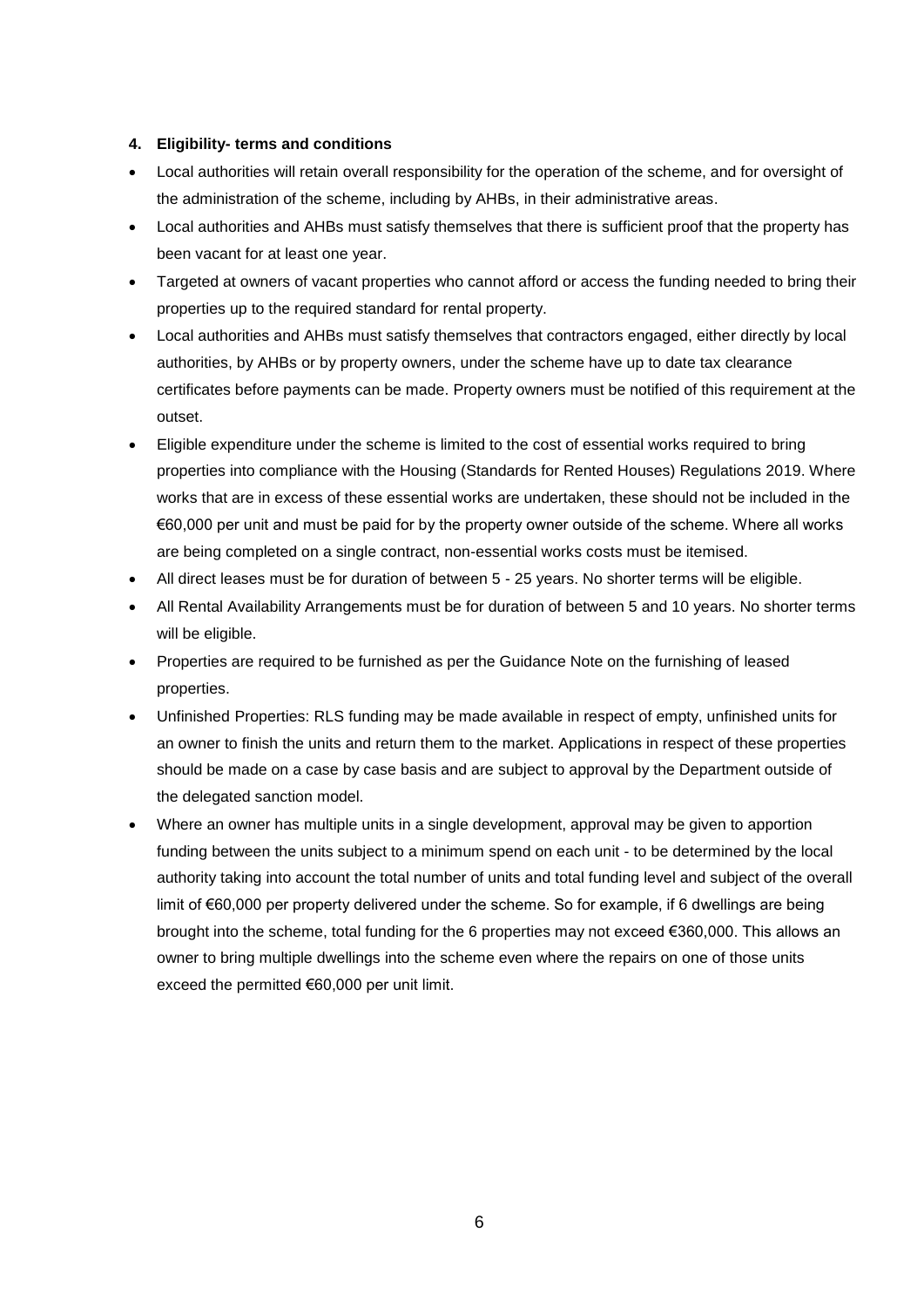#### 4. Eligibility- terms and conditions

- Local authorities will retain overall responsibility for the operation of the scheme, and for oversight of the administration of the scheme, including by AHBs, in their administrative areas.
- Local authorities and AHBs must satisfy themselves that there is sufficient proof that the property has been vacant for at least one year.
- Targeted at owners of vacant properties who cannot afford or access the funding needed to bring their properties up to the required standard for rental property.
- Local authorities and AHBs must satisfy themselves that contractors engaged, either directly by local authorities, by AHBs or by property owners, under the scheme have up to date tax clearance certificates before payments can be made. Property owners must be notified of this requirement at the outset.
- Eligible expenditure under the scheme is limited to the cost of essential works required to bring properties into compliance with the Housing (Standards for Rented Houses) Regulations 2019. Where works that are in excess of these essential works are undertaken, these should not be included in the €60,000 per unit and must be paid for by the property owner outside of the scheme. Where all works are being completed on a single contract, non-essential works costs must be itemised.
- All direct leases must be for duration of between 5 - 25 years. No shorter terms will be eligible.
- All Rental Availability Arrangements must be for duration of between 5 and 10 years. No shorter terms will be eligible.
- Properties are required to be furnished as per the Guidance Note on the furnishing of leased properties.
- Unfinished Properties: RLS funding may be made available in respect of empty, unfinished units for an owner to finish the units and return them to the market. Applications in respect of these properties should be made on a case by case basis and are subject to approval by the Department outside of the delegated sanction model.
- Where an owner has multiple units in a single development, approval may be given to apportion funding between the units subject to a minimum spend on each unit - to be determined by the local authority taking into account the total number of units and total funding level and subject of the overall limit of €60,000 per property delivered under the scheme. So for example, if 6 dwellings are being brought into the scheme, total funding for the 6 properties may not exceed €360,000. This allows an owner to bring multiple dwellings into the scheme even where the repairs on one of those units exceed the permitted €60,000 per unit limit.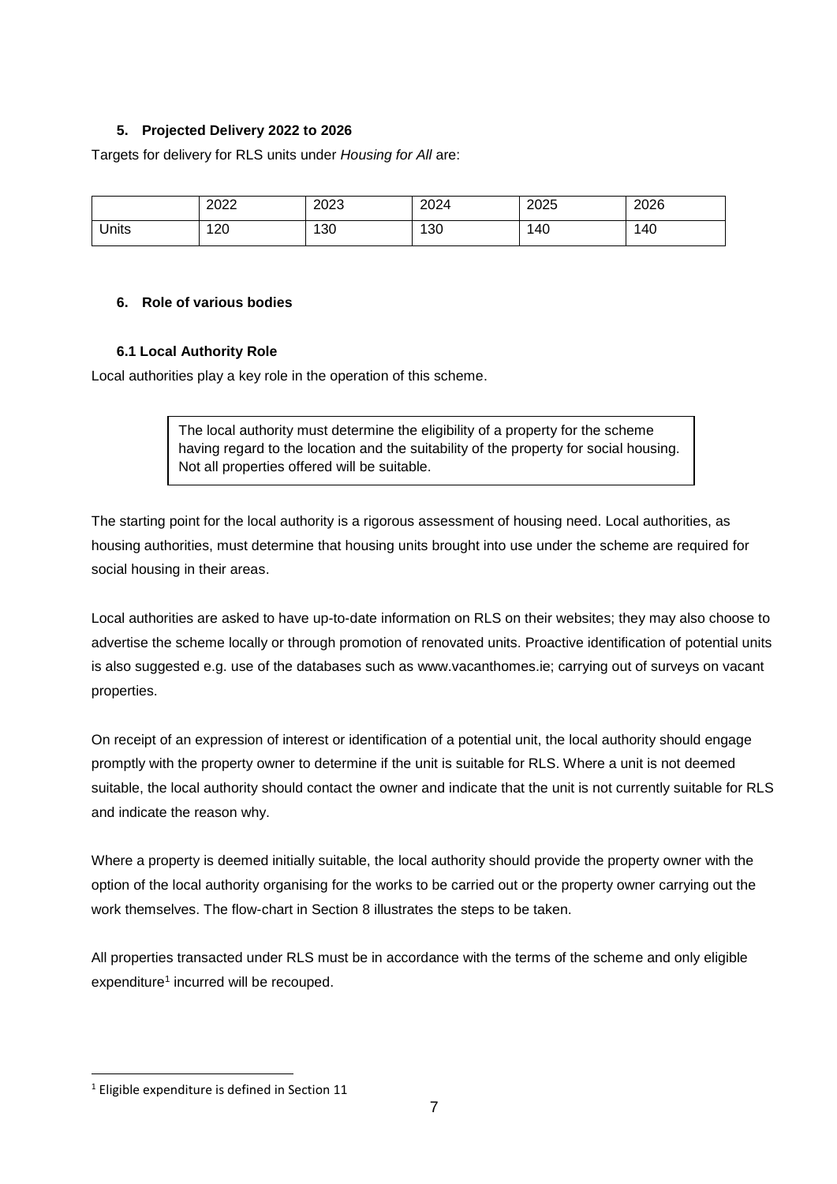### 5. Projected Delivery 2022 to 2026

Targets for delivery for RLS units under *Housing for All* are:

| | 2022 | 2023 | 2024 | 2025 | 2026 |
|---|---|---|---|---|---|
| Units | 120 | 130 | 130 | 140 | 140 |

### 6. Role of various bodies

#### 6.1 Local Authority Role

Local authorities play a key role in the operation of this scheme.

> The local authority must determine the eligibility of a property for the scheme having regard to the location and the suitability of the property for social housing. Not all properties offered will be suitable.

The starting point for the local authority is a rigorous assessment of housing need. Local authorities, as housing authorities, must determine that housing units brought into use under the scheme are required for social housing in their areas.

Local authorities are asked to have up-to-date information on RLS on their websites; they may also choose to advertise the scheme locally or through promotion of renovated units. Proactive identification of potential units is also suggested e.g. use of the databases such as www.vacanthomes.ie; carrying out of surveys on vacant properties.

On receipt of an expression of interest or identification of a potential unit, the local authority should engage promptly with the property owner to determine if the unit is suitable for RLS. Where a unit is not deemed suitable, the local authority should contact the owner and indicate that the unit is not currently suitable for RLS and indicate the reason why.

Where a property is deemed initially suitable, the local authority should provide the property owner with the option of the local authority organising for the works to be carried out or the property owner carrying out the work themselves. The flow-chart in Section 8 illustrates the steps to be taken.

All properties transacted under RLS must be in accordance with the terms of the scheme and only eligible expenditure[1] incurred will be recouped.

[1] Eligible expenditure is defined in Section 11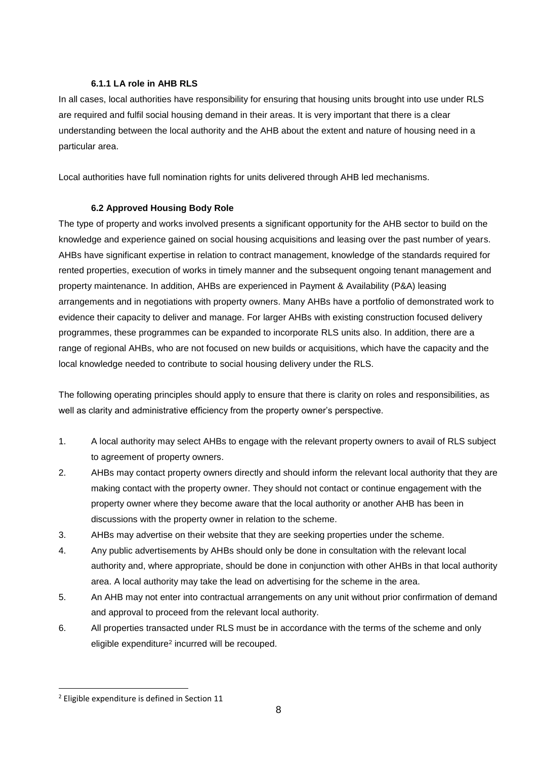#### 6.1.1 LA role in AHB RLS

In all cases, local authorities have responsibility for ensuring that housing units brought into use under RLS are required and fulfil social housing demand in their areas. It is very important that there is a clear understanding between the local authority and the AHB about the extent and nature of housing need in a particular area.

Local authorities have full nomination rights for units delivered through AHB led mechanisms.

### 6.2 Approved Housing Body Role

The type of property and works involved presents a significant opportunity for the AHB sector to build on the knowledge and experience gained on social housing acquisitions and leasing over the past number of years. AHBs have significant expertise in relation to contract management, knowledge of the standards required for rented properties, execution of works in timely manner and the subsequent ongoing tenant management and property maintenance. In addition, AHBs are experienced in Payment & Availability (P&A) leasing arrangements and in negotiations with property owners. Many AHBs have a portfolio of demonstrated work to evidence their capacity to deliver and manage. For larger AHBs with existing construction focused delivery programmes, these programmes can be expanded to incorporate RLS units also. In addition, there are a range of regional AHBs, who are not focused on new builds or acquisitions, which have the capacity and the local knowledge needed to contribute to social housing delivery under the RLS.

The following operating principles should apply to ensure that there is clarity on roles and responsibilities, as well as clarity and administrative efficiency from the property owner's perspective.

1. A local authority may select AHBs to engage with the relevant property owners to avail of RLS subject to agreement of property owners.
2. AHBs may contact property owners directly and should inform the relevant local authority that they are making contact with the property owner. They should not contact or continue engagement with the property owner where they become aware that the local authority or another AHB has been in discussions with the property owner in relation to the scheme.
3. AHBs may advertise on their website that they are seeking properties under the scheme.
4. Any public advertisements by AHBs should only be done in consultation with the relevant local authority and, where appropriate, should be done in conjunction with other AHBs in that local authority area. A local authority may take the lead on advertising for the scheme in the area.
5. An AHB may not enter into contractual arrangements on any unit without prior confirmation of demand and approval to proceed from the relevant local authority.
6. All properties transacted under RLS must be in accordance with the terms of the scheme and only eligible expenditure[2] incurred will be recouped.

[2] Eligible expenditure is defined in Section 11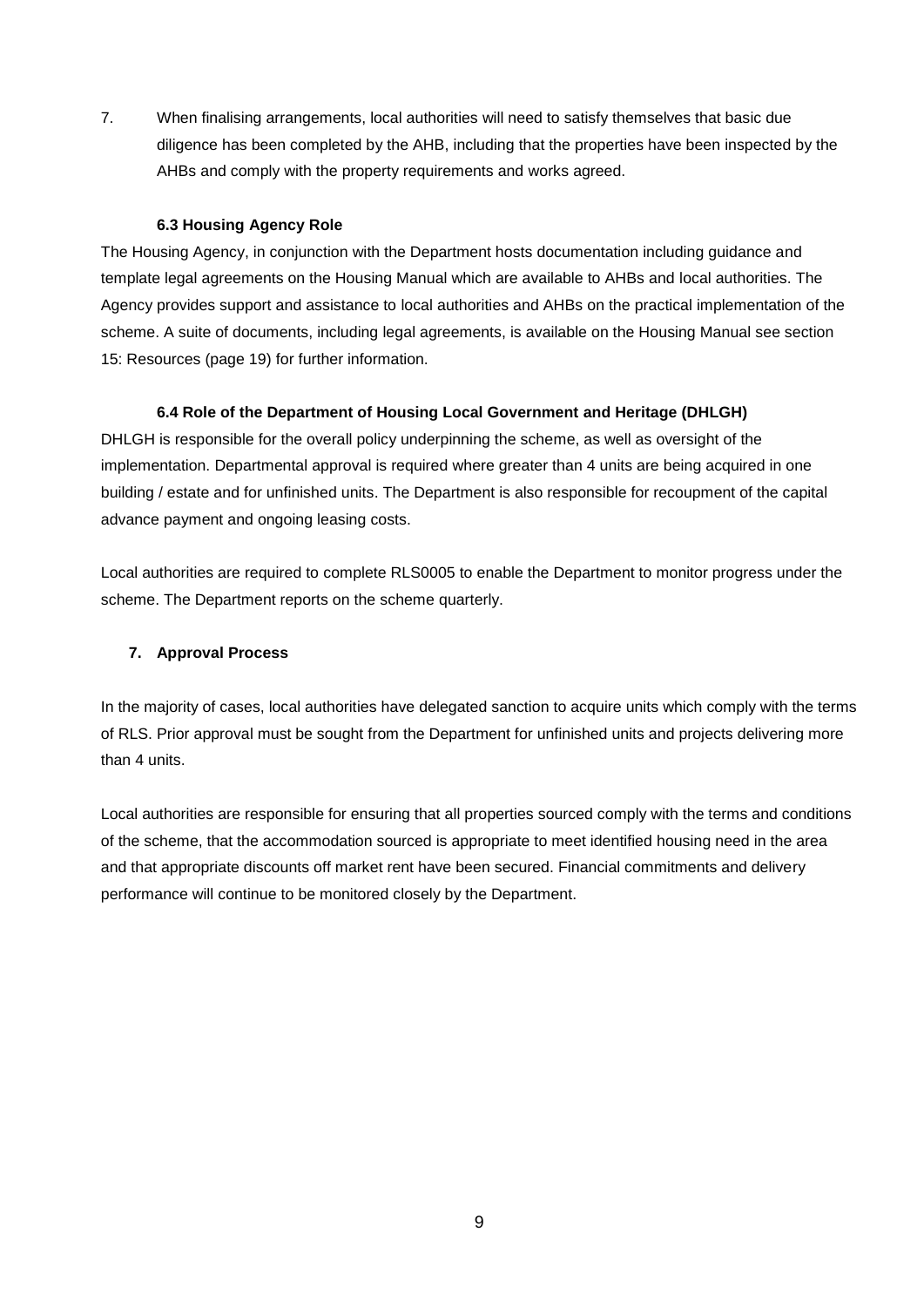7. When finalising arrangements, local authorities will need to satisfy themselves that basic due diligence has been completed by the AHB, including that the properties have been inspected by the AHBs and comply with the property requirements and works agreed.

### 6.3 Housing Agency Role

The Housing Agency, in conjunction with the Department hosts documentation including guidance and template legal agreements on the Housing Manual which are available to AHBs and local authorities. The Agency provides support and assistance to local authorities and AHBs on the practical implementation of the scheme. A suite of documents, including legal agreements, is available on the Housing Manual see section 15: Resources (page 19) for further information.

### 6.4 Role of the Department of Housing Local Government and Heritage (DHLGH)

DHLGH is responsible for the overall policy underpinning the scheme, as well as oversight of the implementation. Departmental approval is required where greater than 4 units are being acquired in one building / estate and for unfinished units. The Department is also responsible for recoupment of the capital advance payment and ongoing leasing costs.

Local authorities are required to complete RLS0005 to enable the Department to monitor progress under the scheme. The Department reports on the scheme quarterly.

## 7. Approval Process

In the majority of cases, local authorities have delegated sanction to acquire units which comply with the terms of RLS. Prior approval must be sought from the Department for unfinished units and projects delivering more than 4 units.

Local authorities are responsible for ensuring that all properties sourced comply with the terms and conditions of the scheme, that the accommodation sourced is appropriate to meet identified housing need in the area and that appropriate discounts off market rent have been secured. Financial commitments and delivery performance will continue to be monitored closely by the Department.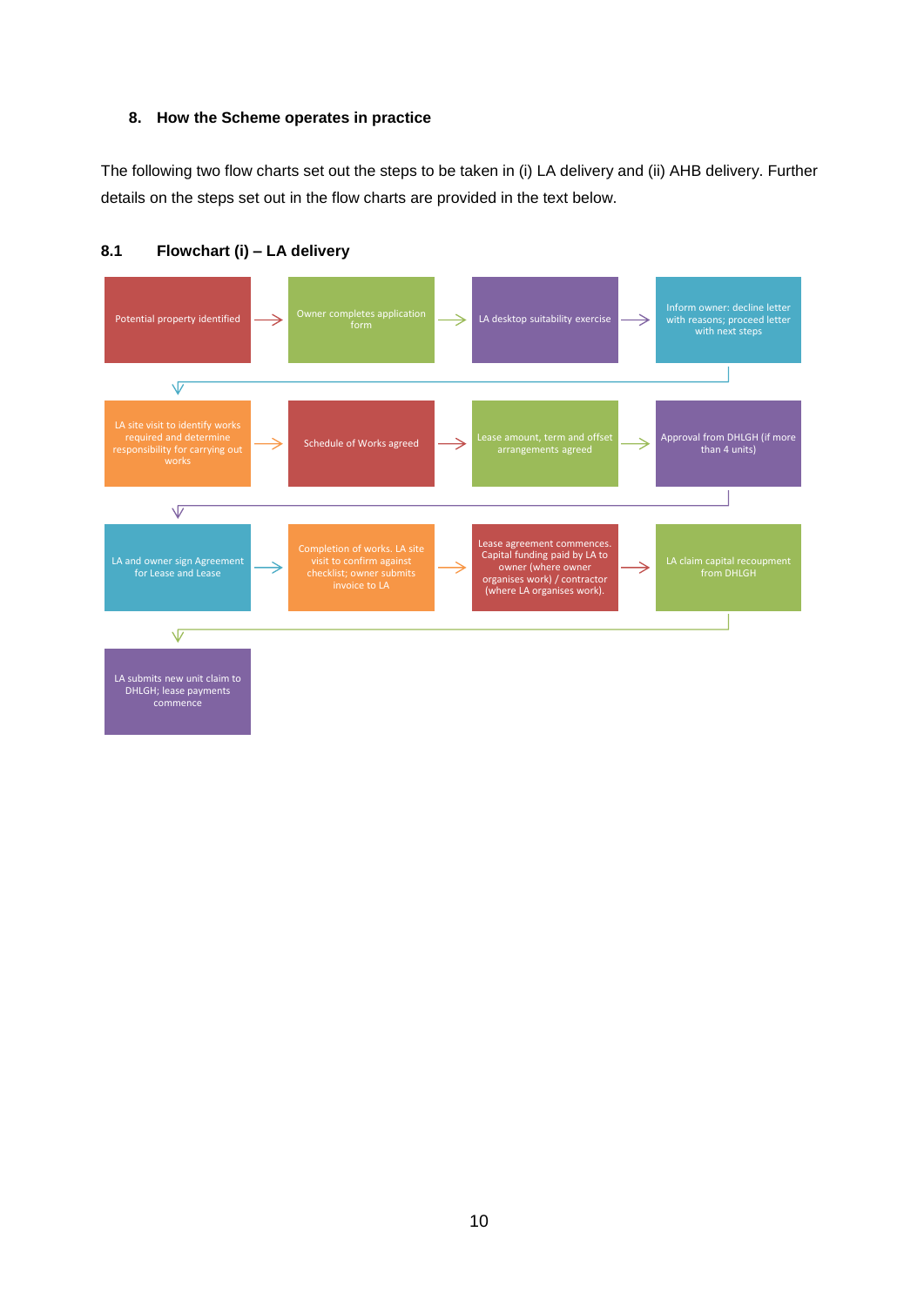## 8. How the Scheme operates in practice

The following two flow charts set out the steps to be taken in (i) LA delivery and (ii) AHB delivery. Further details on the steps set out in the flow charts are provided in the text below.

### 8.1 Flowchart (i) – LA delivery

1. Potential property identified →
2. Owner completes application form →
3. LA desktop suitability exercise →
4. Inform owner: decline letter with reasons; proceed letter with next steps →
5. LA site visit to identify works required and determine responsibility for carrying out works →
6. Schedule of Works agreed →
7. Lease amount, term and offset arrangements agreed →
8. Approval from DHLGH (if more than 4 units) →
9. LA and owner sign Agreement for Lease and Lease →
10. Completion of works. LA site visit to confirm against checklist; owner submits invoice to LA →
11. Lease agreement commences. Capital funding paid by LA to owner (where owner organises work) / contractor (where LA organises work). →
12. LA claim capital recoupment from DHLGH →
13. LA submits new unit claim to DHLGH; lease payments commence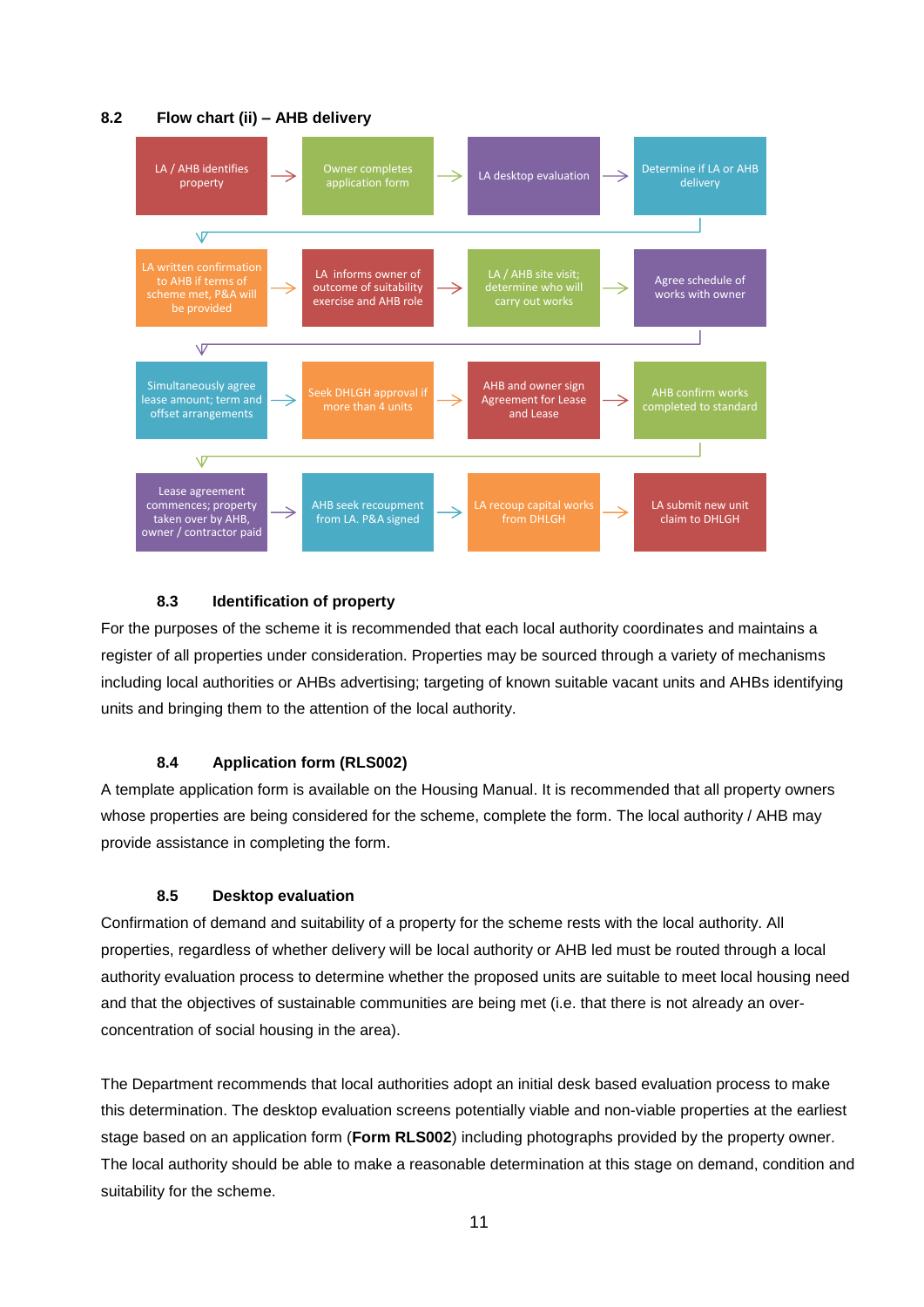## 8.2 Flow chart (ii) – AHB delivery

1. LA / AHB identifies property
2. Owner completes application form
3. LA desktop evaluation
4. Determine if LA or AHB delivery
5. LA written confirmation to AHB if terms of scheme met, P&A will be provided
6. LA informs owner of outcome of suitability exercise and AHB role
7. LA / AHB site visit; determine who will carry out works
8. Agree schedule of works with owner
9. Simultaneously agree lease amount; term and offset arrangements
10. Seek DHLGH approval if more than 4 units
11. AHB and owner sign Agreement for Lease and Lease
12. AHB confirm works completed to standard
13. Lease agreement commences; property taken over by AHB, owner / contractor paid
14. AHB seek recoupment from LA. P&A signed
15. LA recoup capital works from DHLGH
16. LA submit new unit claim to DHLGH

### 8.3 Identification of property

For the purposes of the scheme it is recommended that each local authority coordinates and maintains a register of all properties under consideration. Properties may be sourced through a variety of mechanisms including local authorities or AHBs advertising; targeting of known suitable vacant units and AHBs identifying units and bringing them to the attention of the local authority.

### 8.4 Application form (RLS002)

A template application form is available on the Housing Manual. It is recommended that all property owners whose properties are being considered for the scheme, complete the form. The local authority / AHB may provide assistance in completing the form.

### 8.5 Desktop evaluation

Confirmation of demand and suitability of a property for the scheme rests with the local authority. All properties, regardless of whether delivery will be local authority or AHB led must be routed through a local authority evaluation process to determine whether the proposed units are suitable to meet local housing need and that the objectives of sustainable communities are being met (i.e. that there is not already an over-concentration of social housing in the area).

The Department recommends that local authorities adopt an initial desk based evaluation process to make this determination. The desktop evaluation screens potentially viable and non-viable properties at the earliest stage based on an application form (**Form RLS002**) including photographs provided by the property owner. The local authority should be able to make a reasonable determination at this stage on demand, condition and suitability for the scheme.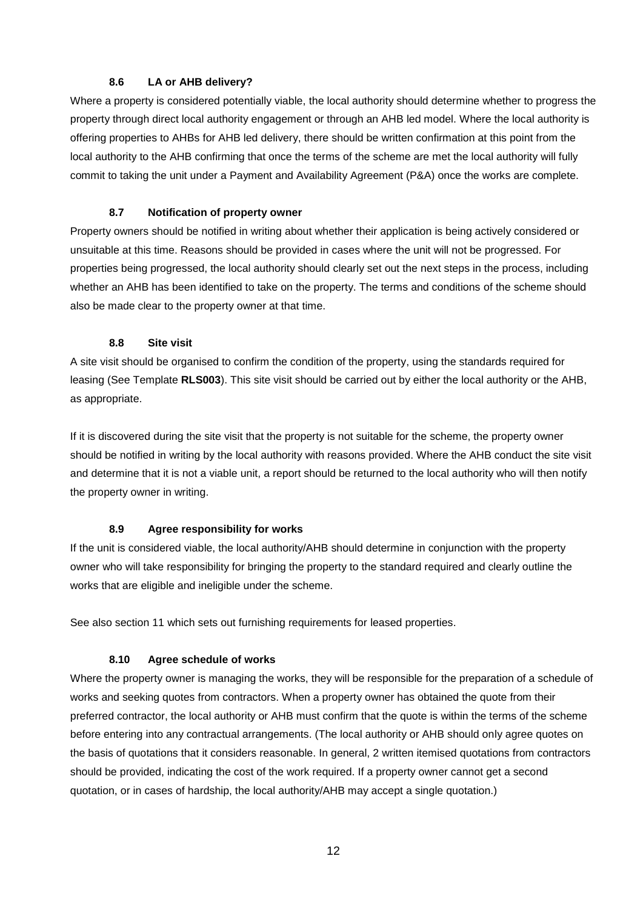### 8.6 LA or AHB delivery?

Where a property is considered potentially viable, the local authority should determine whether to progress the property through direct local authority engagement or through an AHB led model. Where the local authority is offering properties to AHBs for AHB led delivery, there should be written confirmation at this point from the local authority to the AHB confirming that once the terms of the scheme are met the local authority will fully commit to taking the unit under a Payment and Availability Agreement (P&A) once the works are complete.

### 8.7 Notification of property owner

Property owners should be notified in writing about whether their application is being actively considered or unsuitable at this time. Reasons should be provided in cases where the unit will not be progressed. For properties being progressed, the local authority should clearly set out the next steps in the process, including whether an AHB has been identified to take on the property. The terms and conditions of the scheme should also be made clear to the property owner at that time.

### 8.8 Site visit

A site visit should be organised to confirm the condition of the property, using the standards required for leasing (See Template **RLS003**). This site visit should be carried out by either the local authority or the AHB, as appropriate.

If it is discovered during the site visit that the property is not suitable for the scheme, the property owner should be notified in writing by the local authority with reasons provided. Where the AHB conduct the site visit and determine that it is not a viable unit, a report should be returned to the local authority who will then notify the property owner in writing.

### 8.9 Agree responsibility for works

If the unit is considered viable, the local authority/AHB should determine in conjunction with the property owner who will take responsibility for bringing the property to the standard required and clearly outline the works that are eligible and ineligible under the scheme.

See also section 11 which sets out furnishing requirements for leased properties.

### 8.10 Agree schedule of works

Where the property owner is managing the works, they will be responsible for the preparation of a schedule of works and seeking quotes from contractors. When a property owner has obtained the quote from their preferred contractor, the local authority or AHB must confirm that the quote is within the terms of the scheme before entering into any contractual arrangements. (The local authority or AHB should only agree quotes on the basis of quotations that it considers reasonable. In general, 2 written itemised quotations from contractors should be provided, indicating the cost of the work required. If a property owner cannot get a second quotation, or in cases of hardship, the local authority/AHB may accept a single quotation.)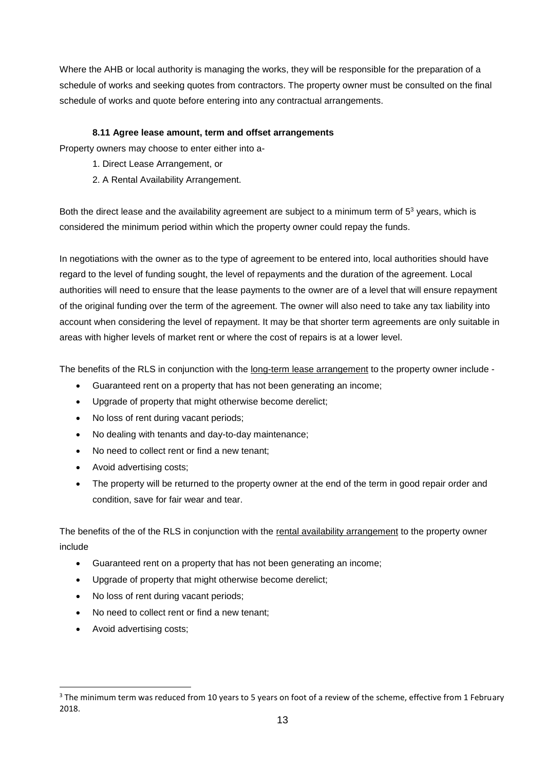Where the AHB or local authority is managing the works, they will be responsible for the preparation of a schedule of works and seeking quotes from contractors. The property owner must be consulted on the final schedule of works and quote before entering into any contractual arrangements.

#### 8.11 Agree lease amount, term and offset arrangements

Property owners may choose to enter either into a-

1. Direct Lease Arrangement, or
2. A Rental Availability Arrangement.

Both the direct lease and the availability agreement are subject to a minimum term of 5[3] years, which is considered the minimum period within which the property owner could repay the funds.

In negotiations with the owner as to the type of agreement to be entered into, local authorities should have regard to the level of funding sought, the level of repayments and the duration of the agreement. Local authorities will need to ensure that the lease payments to the owner are of a level that will ensure repayment of the original funding over the term of the agreement. The owner will also need to take any tax liability into account when considering the level of repayment. It may be that shorter term agreements are only suitable in areas with higher levels of market rent or where the cost of repairs is at a lower level.

The benefits of the RLS in conjunction with the long-term lease arrangement to the property owner include -

- Guaranteed rent on a property that has not been generating an income;
- Upgrade of property that might otherwise become derelict;
- No loss of rent during vacant periods;
- No dealing with tenants and day-to-day maintenance;
- No need to collect rent or find a new tenant;
- Avoid advertising costs;
- The property will be returned to the property owner at the end of the term in good repair order and condition, save for fair wear and tear.

The benefits of the of the RLS in conjunction with the rental availability arrangement to the property owner include

- Guaranteed rent on a property that has not been generating an income;
- Upgrade of property that might otherwise become derelict;
- No loss of rent during vacant periods;
- No need to collect rent or find a new tenant;
- Avoid advertising costs;

[3] The minimum term was reduced from 10 years to 5 years on foot of a review of the scheme, effective from 1 February 2018.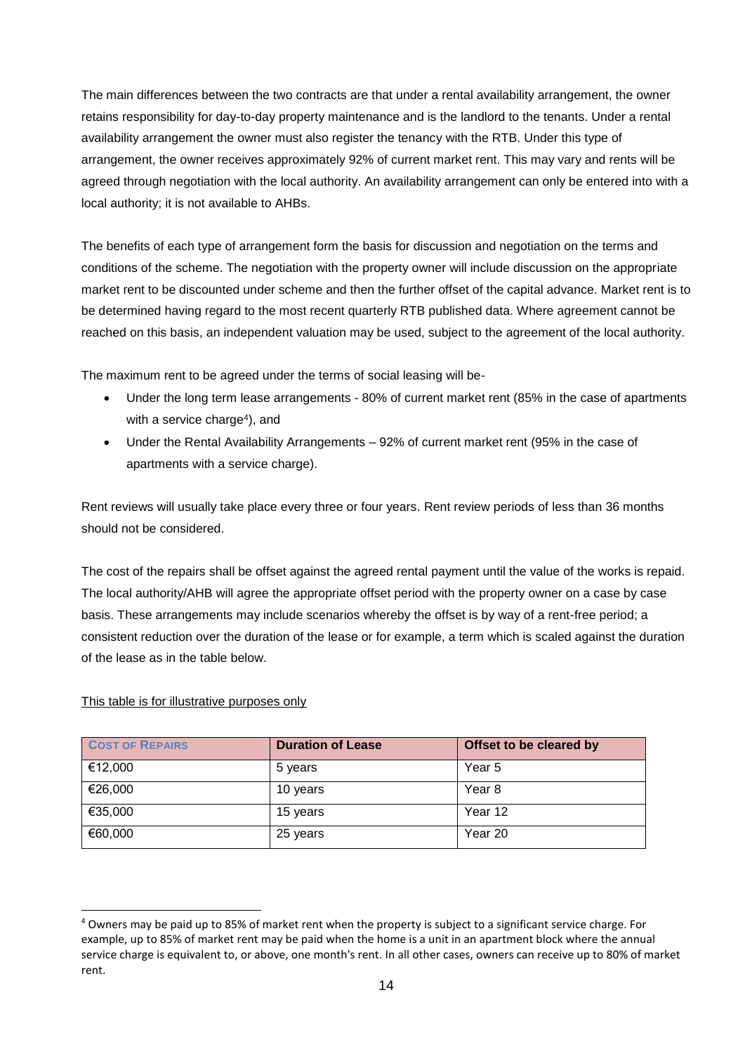The main differences between the two contracts are that under a rental availability arrangement, the owner retains responsibility for day-to-day property maintenance and is the landlord to the tenants. Under a rental availability arrangement the owner must also register the tenancy with the RTB. Under this type of arrangement, the owner receives approximately 92% of current market rent. This may vary and rents will be agreed through negotiation with the local authority. An availability arrangement can only be entered into with a local authority; it is not available to AHBs.

The benefits of each type of arrangement form the basis for discussion and negotiation on the terms and conditions of the scheme. The negotiation with the property owner will include discussion on the appropriate market rent to be discounted under scheme and then the further offset of the capital advance. Market rent is to be determined having regard to the most recent quarterly RTB published data. Where agreement cannot be reached on this basis, an independent valuation may be used, subject to the agreement of the local authority.

The maximum rent to be agreed under the terms of social leasing will be-

- Under the long term lease arrangements - 80% of current market rent (85% in the case of apartments with a service charge[4]), and
- Under the Rental Availability Arrangements – 92% of current market rent (95% in the case of apartments with a service charge).

Rent reviews will usually take place every three or four years. Rent review periods of less than 36 months should not be considered.

The cost of the repairs shall be offset against the agreed rental payment until the value of the works is repaid. The local authority/AHB will agree the appropriate offset period with the property owner on a case by case basis. These arrangements may include scenarios whereby the offset is by way of a rent-free period; a consistent reduction over the duration of the lease or for example, a term which is scaled against the duration of the lease as in the table below.

This table is for illustrative purposes only

| Cost of Repairs | Duration of Lease | Offset to be cleared by |
|---|---|---|
| €12,000 | 5 years | Year 5 |
| €26,000 | 10 years | Year 8 |
| €35,000 | 15 years | Year 12 |
| €60,000 | 25 years | Year 20 |

[4] Owners may be paid up to 85% of market rent when the property is subject to a significant service charge. For example, up to 85% of market rent may be paid when the home is a unit in an apartment block where the annual service charge is equivalent to, or above, one month's rent. In all other cases, owners can receive up to 80% of market rent.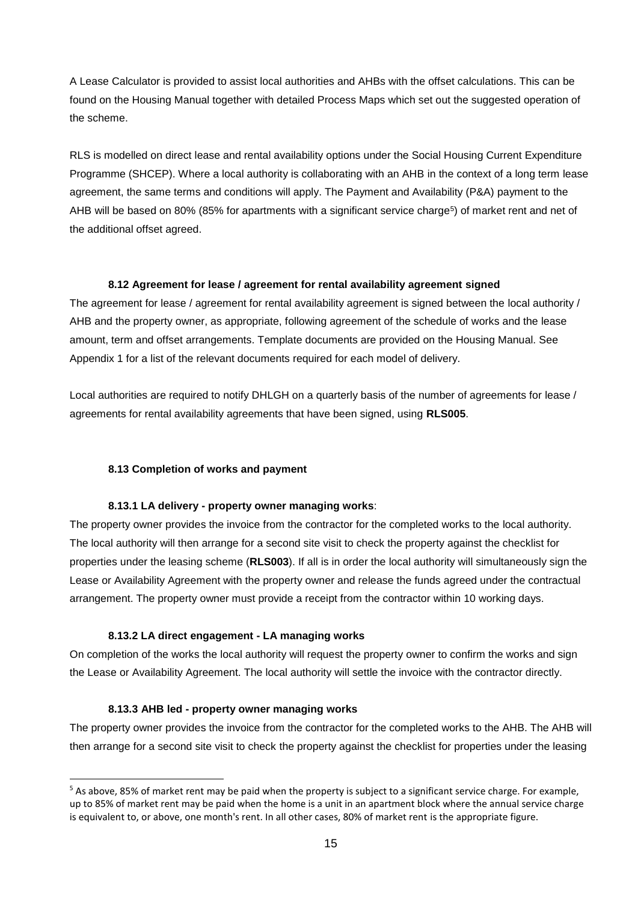A Lease Calculator is provided to assist local authorities and AHBs with the offset calculations. This can be found on the Housing Manual together with detailed Process Maps which set out the suggested operation of the scheme.

RLS is modelled on direct lease and rental availability options under the Social Housing Current Expenditure Programme (SHCEP). Where a local authority is collaborating with an AHB in the context of a long term lease agreement, the same terms and conditions will apply. The Payment and Availability (P&A) payment to the AHB will be based on 80% (85% for apartments with a significant service charge[5]) of market rent and net of the additional offset agreed.

### 8.12 Agreement for lease / agreement for rental availability agreement signed

The agreement for lease / agreement for rental availability agreement is signed between the local authority / AHB and the property owner, as appropriate, following agreement of the schedule of works and the lease amount, term and offset arrangements. Template documents are provided on the Housing Manual. See Appendix 1 for a list of the relevant documents required for each model of delivery.

Local authorities are required to notify DHLGH on a quarterly basis of the number of agreements for lease / agreements for rental availability agreements that have been signed, using **RLS005**.

### 8.13 Completion of works and payment

#### 8.13.1 LA delivery - property owner managing works:

The property owner provides the invoice from the contractor for the completed works to the local authority. The local authority will then arrange for a second site visit to check the property against the checklist for properties under the leasing scheme (**RLS003**). If all is in order the local authority will simultaneously sign the Lease or Availability Agreement with the property owner and release the funds agreed under the contractual arrangement. The property owner must provide a receipt from the contractor within 10 working days.

#### 8.13.2 LA direct engagement - LA managing works

On completion of the works the local authority will request the property owner to confirm the works and sign the Lease or Availability Agreement. The local authority will settle the invoice with the contractor directly.

#### 8.13.3 AHB led - property owner managing works

The property owner provides the invoice from the contractor for the completed works to the AHB. The AHB will then arrange for a second site visit to check the property against the checklist for properties under the leasing

---

[5] As above, 85% of market rent may be paid when the property is subject to a significant service charge. For example, up to 85% of market rent may be paid when the home is a unit in an apartment block where the annual service charge is equivalent to, or above, one month's rent. In all other cases, 80% of market rent is the appropriate figure.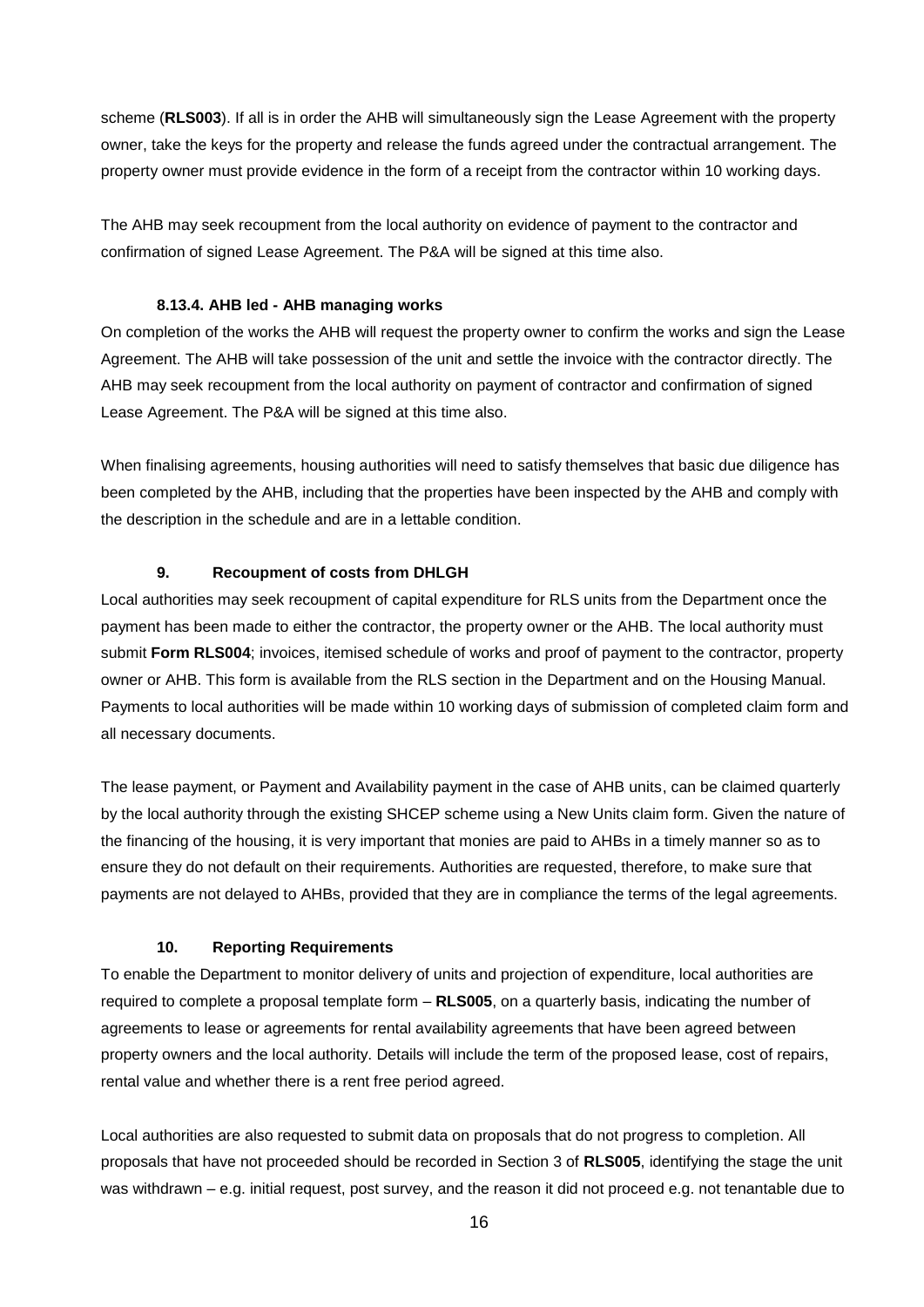scheme (**RLS003**). If all is in order the AHB will simultaneously sign the Lease Agreement with the property owner, take the keys for the property and release the funds agreed under the contractual arrangement. The property owner must provide evidence in the form of a receipt from the contractor within 10 working days.

The AHB may seek recoupment from the local authority on evidence of payment to the contractor and confirmation of signed Lease Agreement. The P&A will be signed at this time also.

#### 8.13.4. AHB led - AHB managing works

On completion of the works the AHB will request the property owner to confirm the works and sign the Lease Agreement. The AHB will take possession of the unit and settle the invoice with the contractor directly. The AHB may seek recoupment from the local authority on payment of contractor and confirmation of signed Lease Agreement. The P&A will be signed at this time also.

When finalising agreements, housing authorities will need to satisfy themselves that basic due diligence has been completed by the AHB, including that the properties have been inspected by the AHB and comply with the description in the schedule and are in a lettable condition.

## 9. Recoupment of costs from DHLGH

Local authorities may seek recoupment of capital expenditure for RLS units from the Department once the payment has been made to either the contractor, the property owner or the AHB. The local authority must submit **Form RLS004**; invoices, itemised schedule of works and proof of payment to the contractor, property owner or AHB. This form is available from the RLS section in the Department and on the Housing Manual. Payments to local authorities will be made within 10 working days of submission of completed claim form and all necessary documents.

The lease payment, or Payment and Availability payment in the case of AHB units, can be claimed quarterly by the local authority through the existing SHCEP scheme using a New Units claim form. Given the nature of the financing of the housing, it is very important that monies are paid to AHBs in a timely manner so as to ensure they do not default on their requirements. Authorities are requested, therefore, to make sure that payments are not delayed to AHBs, provided that they are in compliance the terms of the legal agreements.

## 10. Reporting Requirements

To enable the Department to monitor delivery of units and projection of expenditure, local authorities are required to complete a proposal template form – **RLS005**, on a quarterly basis, indicating the number of agreements to lease or agreements for rental availability agreements that have been agreed between property owners and the local authority. Details will include the term of the proposed lease, cost of repairs, rental value and whether there is a rent free period agreed.

Local authorities are also requested to submit data on proposals that do not progress to completion. All proposals that have not proceeded should be recorded in Section 3 of **RLS005**, identifying the stage the unit was withdrawn – e.g. initial request, post survey, and the reason it did not proceed e.g. not tenantable due to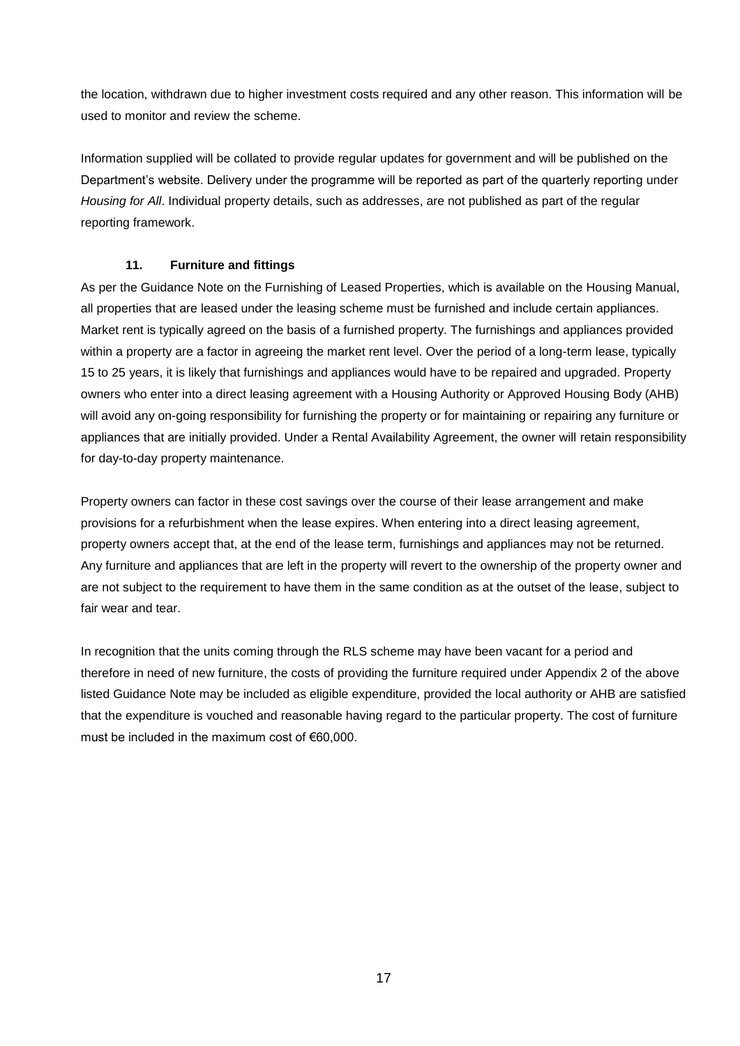the location, withdrawn due to higher investment costs required and any other reason. This information will be used to monitor and review the scheme.

Information supplied will be collated to provide regular updates for government and will be published on the Department's website. Delivery under the programme will be reported as part of the quarterly reporting under *Housing for All*. Individual property details, such as addresses, are not published as part of the regular reporting framework.

### 11. Furniture and fittings

As per the Guidance Note on the Furnishing of Leased Properties, which is available on the Housing Manual, all properties that are leased under the leasing scheme must be furnished and include certain appliances. Market rent is typically agreed on the basis of a furnished property. The furnishings and appliances provided within a property are a factor in agreeing the market rent level. Over the period of a long-term lease, typically 15 to 25 years, it is likely that furnishings and appliances would have to be repaired and upgraded. Property owners who enter into a direct leasing agreement with a Housing Authority or Approved Housing Body (AHB) will avoid any on-going responsibility for furnishing the property or for maintaining or repairing any furniture or appliances that are initially provided. Under a Rental Availability Agreement, the owner will retain responsibility for day-to-day property maintenance.

Property owners can factor in these cost savings over the course of their lease arrangement and make provisions for a refurbishment when the lease expires. When entering into a direct leasing agreement, property owners accept that, at the end of the lease term, furnishings and appliances may not be returned. Any furniture and appliances that are left in the property will revert to the ownership of the property owner and are not subject to the requirement to have them in the same condition as at the outset of the lease, subject to fair wear and tear.

In recognition that the units coming through the RLS scheme may have been vacant for a period and therefore in need of new furniture, the costs of providing the furniture required under Appendix 2 of the above listed Guidance Note may be included as eligible expenditure, provided the local authority or AHB are satisfied that the expenditure is vouched and reasonable having regard to the particular property. The cost of furniture must be included in the maximum cost of €60,000.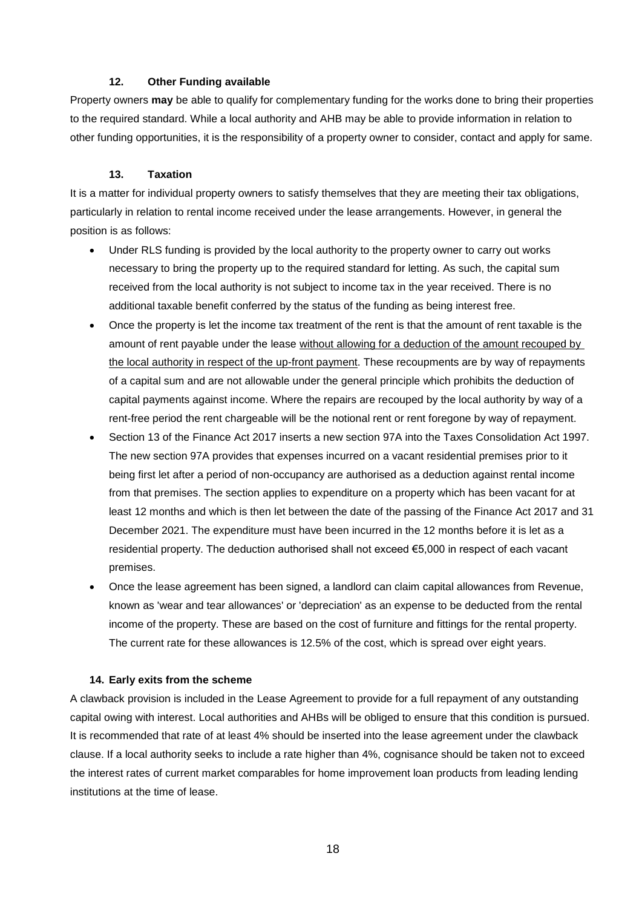### 12. Other Funding available

Property owners **may** be able to qualify for complementary funding for the works done to bring their properties to the required standard. While a local authority and AHB may be able to provide information in relation to other funding opportunities, it is the responsibility of a property owner to consider, contact and apply for same.

### 13. Taxation

It is a matter for individual property owners to satisfy themselves that they are meeting their tax obligations, particularly in relation to rental income received under the lease arrangements. However, in general the position is as follows:

- Under RLS funding is provided by the local authority to the property owner to carry out works necessary to bring the property up to the required standard for letting. As such, the capital sum received from the local authority is not subject to income tax in the year received. There is no additional taxable benefit conferred by the status of the funding as being interest free.
- Once the property is let the income tax treatment of the rent is that the amount of rent taxable is the amount of rent payable under the lease without allowing for a deduction of the amount recouped by the local authority in respect of the up-front payment. These recoupments are by way of repayments of a capital sum and are not allowable under the general principle which prohibits the deduction of capital payments against income. Where the repairs are recouped by the local authority by way of a rent-free period the rent chargeable will be the notional rent or rent foregone by way of repayment.
- Section 13 of the Finance Act 2017 inserts a new section 97A into the Taxes Consolidation Act 1997. The new section 97A provides that expenses incurred on a vacant residential premises prior to it being first let after a period of non-occupancy are authorised as a deduction against rental income from that premises. The section applies to expenditure on a property which has been vacant for at least 12 months and which is then let between the date of the passing of the Finance Act 2017 and 31 December 2021. The expenditure must have been incurred in the 12 months before it is let as a residential property. The deduction authorised shall not exceed €5,000 in respect of each vacant premises.
- Once the lease agreement has been signed, a landlord can claim capital allowances from Revenue, known as 'wear and tear allowances' or 'depreciation' as an expense to be deducted from the rental income of the property. These are based on the cost of furniture and fittings for the rental property. The current rate for these allowances is 12.5% of the cost, which is spread over eight years.

### 14. Early exits from the scheme

A clawback provision is included in the Lease Agreement to provide for a full repayment of any outstanding capital owing with interest. Local authorities and AHBs will be obliged to ensure that this condition is pursued. It is recommended that rate of at least 4% should be inserted into the lease agreement under the clawback clause. If a local authority seeks to include a rate higher than 4%, cognisance should be taken not to exceed the interest rates of current market comparables for home improvement loan products from leading lending institutions at the time of lease.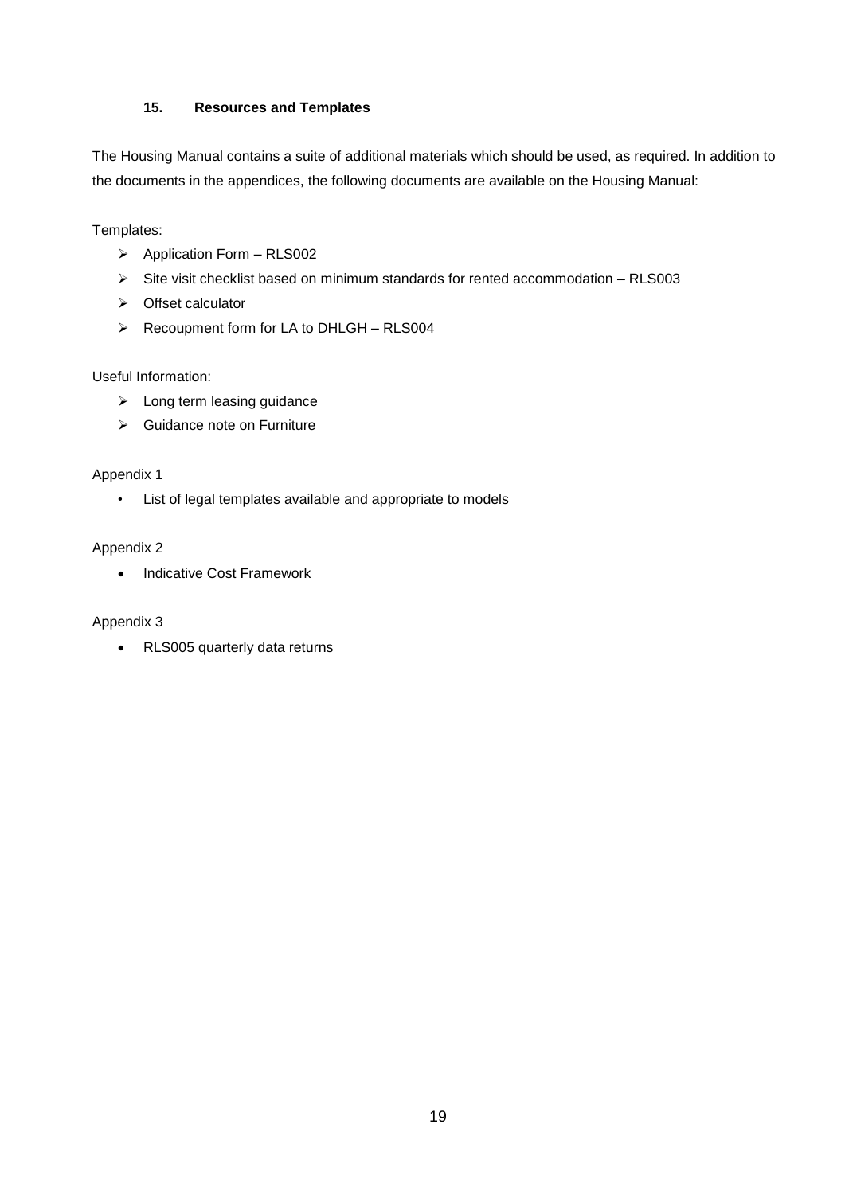## 15. Resources and Templates

The Housing Manual contains a suite of additional materials which should be used, as required. In addition to the documents in the appendices, the following documents are available on the Housing Manual:

Templates:

- Application Form – RLS002
- Site visit checklist based on minimum standards for rented accommodation – RLS003
- Offset calculator
- Recoupment form for LA to DHLGH – RLS004

Useful Information:

- Long term leasing guidance
- Guidance note on Furniture

Appendix 1

- List of legal templates available and appropriate to models

Appendix 2

- Indicative Cost Framework

Appendix 3

- RLS005 quarterly data returns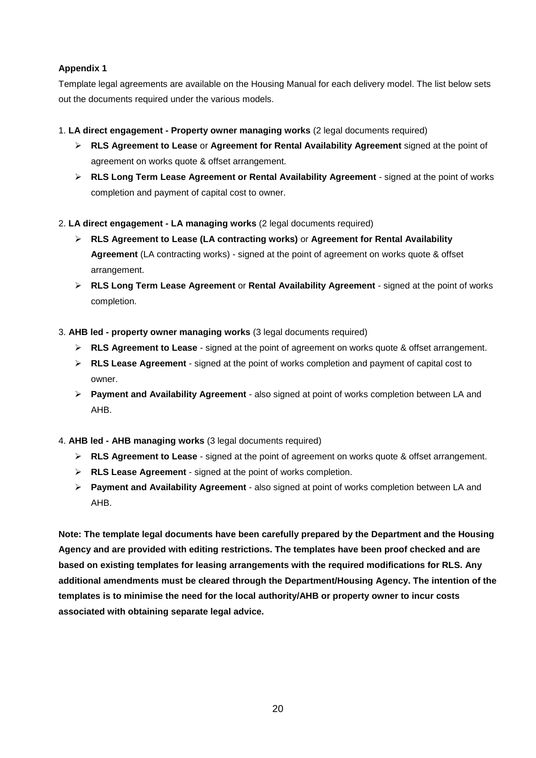**Appendix 1**

Template legal agreements are available on the Housing Manual for each delivery model. The list below sets out the documents required under the various models.

1. **LA direct engagement - Property owner managing works** (2 legal documents required)
   - **RLS Agreement to Lease** or **Agreement for Rental Availability Agreement** signed at the point of agreement on works quote & offset arrangement.
   - **RLS Long Term Lease Agreement or Rental Availability Agreement** - signed at the point of works completion and payment of capital cost to owner.

2. **LA direct engagement - LA managing works** (2 legal documents required)
   - **RLS Agreement to Lease (LA contracting works)** or **Agreement for Rental Availability Agreement** (LA contracting works) - signed at the point of agreement on works quote & offset arrangement.
   - **RLS Long Term Lease Agreement** or **Rental Availability Agreement** - signed at the point of works completion.

3. **AHB led - property owner managing works** (3 legal documents required)
   - **RLS Agreement to Lease** - signed at the point of agreement on works quote & offset arrangement.
   - **RLS Lease Agreement** - signed at the point of works completion and payment of capital cost to owner.
   - **Payment and Availability Agreement** - also signed at point of works completion between LA and AHB.

4. **AHB led - AHB managing works** (3 legal documents required)
   - **RLS Agreement to Lease** - signed at the point of agreement on works quote & offset arrangement.
   - **RLS Lease Agreement** - signed at the point of works completion.
   - **Payment and Availability Agreement** - also signed at point of works completion between LA and AHB.

**Note: The template legal documents have been carefully prepared by the Department and the Housing Agency and are provided with editing restrictions. The templates have been proof checked and are based on existing templates for leasing arrangements with the required modifications for RLS. Any additional amendments must be cleared through the Department/Housing Agency. The intention of the templates is to minimise the need for the local authority/AHB or property owner to incur costs associated with obtaining separate legal advice.**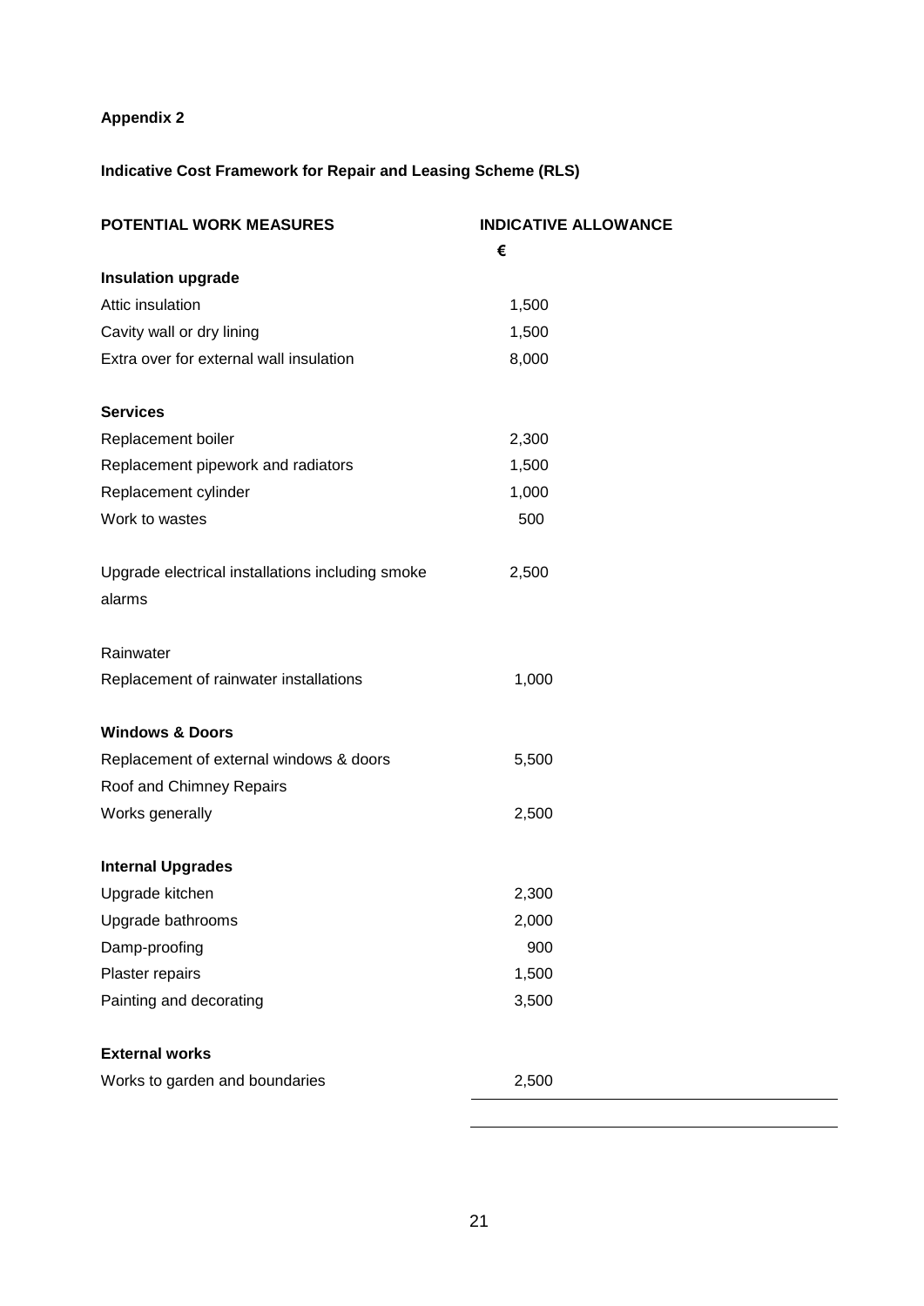**Appendix 2**

**Indicative Cost Framework for Repair and Leasing Scheme (RLS)**

| **POTENTIAL WORK MEASURES** | **INDICATIVE ALLOWANCE** |
|---|---|
| | **€** |
| **Insulation upgrade** | |
| Attic insulation | 1,500 |
| Cavity wall or dry lining | 1,500 |
| Extra over for external wall insulation | 8,000 |
| | |
| **Services** | |
| Replacement boiler | 2,300 |
| Replacement pipework and radiators | 1,500 |
| Replacement cylinder | 1,000 |
| Work to wastes | 500 |
| | |
| Upgrade electrical installations including smoke alarms | 2,500 |
| | |
| Rainwater | |
| Replacement of rainwater installations | 1,000 |
| | |
| **Windows & Doors** | |
| Replacement of external windows & doors | 5,500 |
| Roof and Chimney Repairs | |
| Works generally | 2,500 |
| | |
| **Internal Upgrades** | |
| Upgrade kitchen | 2,300 |
| Upgrade bathrooms | 2,000 |
| Damp-proofing | 900 |
| Plaster repairs | 1,500 |
| Painting and decorating | 3,500 |
| | |
| **External works** | |
| Works to garden and boundaries | 2,500 |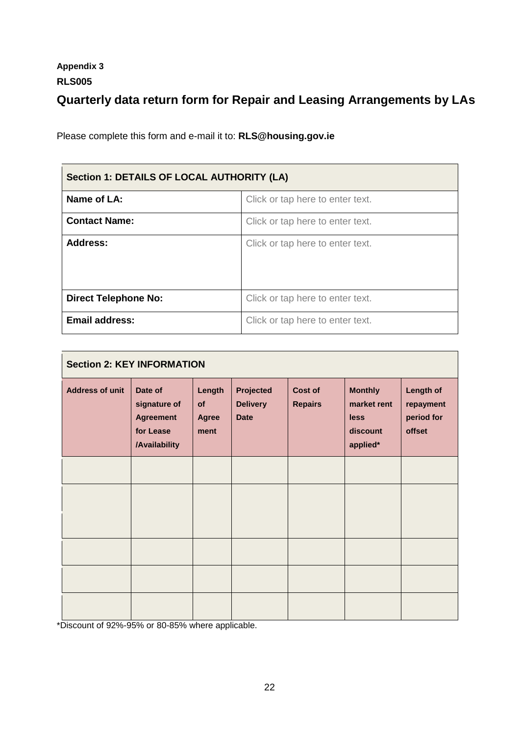**Appendix 3**

**RLS005**

# Quarterly data return form for Repair and Leasing Arrangements by LAs

Please complete this form and e-mail it to: **RLS@housing.gov.ie**

| **Section 1: DETAILS OF LOCAL AUTHORITY (LA)** | |
|---|---|
| **Name of LA:** | Click or tap here to enter text. |
| **Contact Name:** | Click or tap here to enter text. |
| **Address:** | Click or tap here to enter text. |
| **Direct Telephone No:** | Click or tap here to enter text. |
| **Email address:** | Click or tap here to enter text. |

**Section 2: KEY INFORMATION**

| Address of unit | Date of signature of Agreement for Lease /Availability | Length of Agreement | Projected Delivery Date | Cost of Repairs | Monthly market rent less discount applied* | Length of repayment period for offset |
|---|---|---|---|---|---|---|
| | | | | | | |
| | | | | | | |
| | | | | | | |
| | | | | | | |
| | | | | | | |

*Discount of 92%-95% or 80-85% where applicable.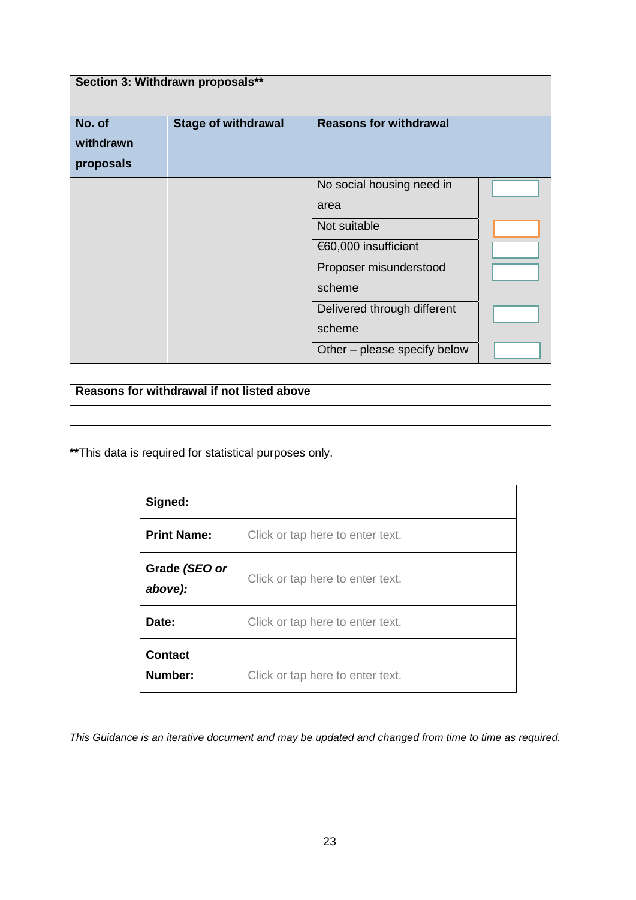| **Section 3: Withdrawn proposals\*\*** | | | |
|---|---|---|---|
| **No. of withdrawn proposals** | **Stage of withdrawal** | **Reasons for withdrawal** | |
| | | No social housing need in area | |
| | | Not suitable | |
| | | €60,000 insufficient | |
| | | Proposer misunderstood scheme | |
| | | Delivered through different scheme | |
| | | Other – please specify below | |

| **Reasons for withdrawal if not listed above** |
|---|
| |

**\*\***This data is required for statistical purposes only.

| **Signed:** | |
|---|---|
| **Print Name:** | Click or tap here to enter text. |
| **Grade *(SEO or above):*** | Click or tap here to enter text. |
| **Date:** | Click or tap here to enter text. |
| **Contact Number:** | Click or tap here to enter text. |

*This Guidance is an iterative document and may be updated and changed from time to time as required.*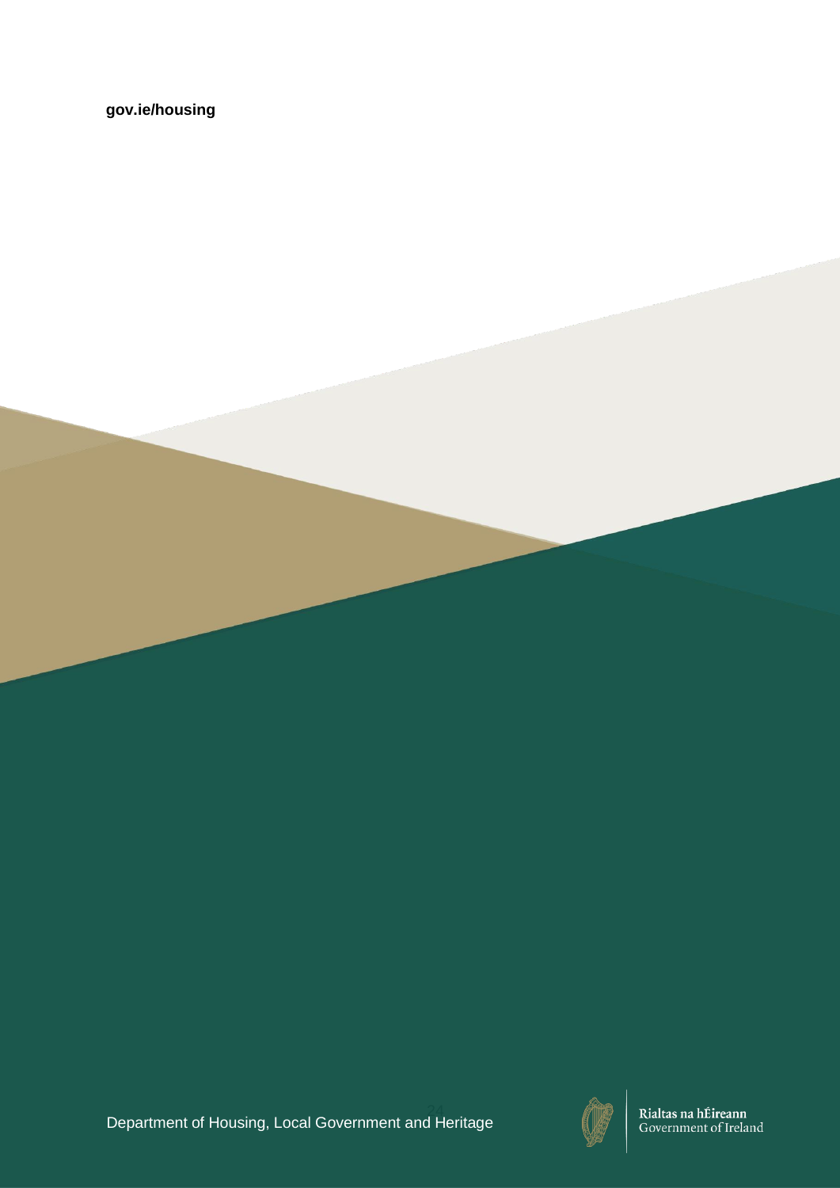**gov.ie/housing**

Department of Housing, Local Government and Heritage

Rialtas na hÉireann
Government of Ireland